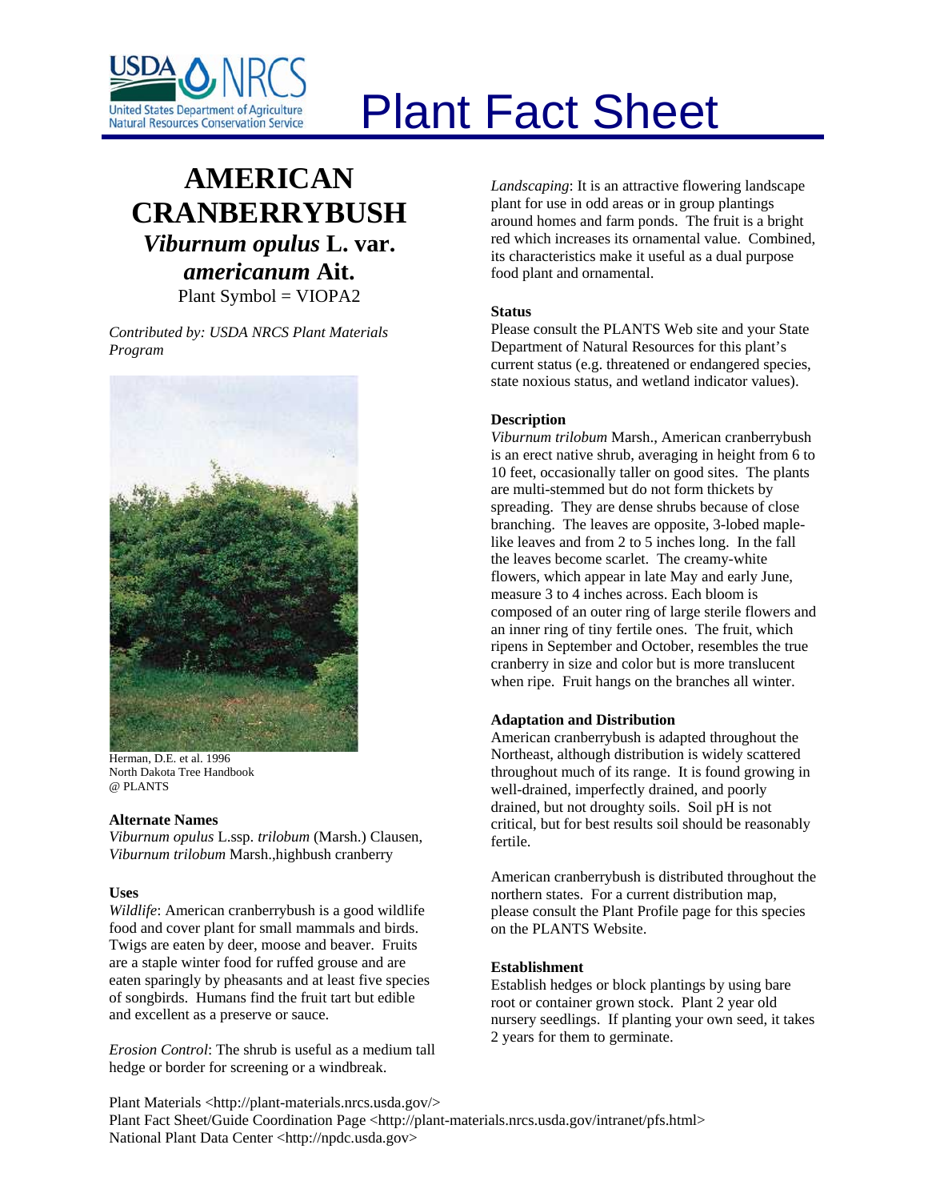# Plant Fact Sheet

## AMERICAN CRANBERRYBUSH
## *Viburnum opulus* L. var. *americanum* Ait.

Plant Symbol = VIOPA2

*Contributed by: USDA NRCS Plant Materials Program*

Herman, D.E. et al. 1996
North Dakota Tree Handbook
@ PLANTS

### Alternate Names

*Viburnum opulus* L.ssp. *trilobum* (Marsh.) Clausen, *Viburnum trilobum* Marsh.,highbush cranberry

### Uses

*Wildlife*: American cranberrybush is a good wildlife food and cover plant for small mammals and birds. Twigs are eaten by deer, moose and beaver. Fruits are a staple winter food for ruffed grouse and are eaten sparingly by pheasants and at least five species of songbirds. Humans find the fruit tart but edible and excellent as a preserve or sauce.

*Erosion Control*: The shrub is useful as a medium tall hedge or border for screening or a windbreak.

*Landscaping*: It is an attractive flowering landscape plant for use in odd areas or in group plantings around homes and farm ponds. The fruit is a bright red which increases its ornamental value. Combined, its characteristics make it useful as a dual purpose food plant and ornamental.

### Status

Please consult the PLANTS Web site and your State Department of Natural Resources for this plant's current status (e.g. threatened or endangered species, state noxious status, and wetland indicator values).

### Description

*Viburnum trilobum* Marsh., American cranberrybush is an erect native shrub, averaging in height from 6 to 10 feet, occasionally taller on good sites. The plants are multi-stemmed but do not form thickets by spreading. They are dense shrubs because of close branching. The leaves are opposite, 3-lobed maple-like leaves and from 2 to 5 inches long. In the fall the leaves become scarlet. The creamy-white flowers, which appear in late May and early June, measure 3 to 4 inches across. Each bloom is composed of an outer ring of large sterile flowers and an inner ring of tiny fertile ones. The fruit, which ripens in September and October, resembles the true cranberry in size and color but is more translucent when ripe. Fruit hangs on the branches all winter.

### Adaptation and Distribution

American cranberrybush is adapted throughout the Northeast, although distribution is widely scattered throughout much of its range. It is found growing in well-drained, imperfectly drained, and poorly drained, but not droughty soils. Soil pH is not critical, but for best results soil should be reasonably fertile.

American cranberrybush is distributed throughout the northern states. For a current distribution map, please consult the Plant Profile page for this species on the PLANTS Website.

### Establishment

Establish hedges or block plantings by using bare root or container grown stock. Plant 2 year old nursery seedlings. If planting your own seed, it takes 2 years for them to germinate.

Plant Materials <http://plant-materials.nrcs.usda.gov/>
Plant Fact Sheet/Guide Coordination Page <http://plant-materials.nrcs.usda.gov/intranet/pfs.html>
National Plant Data Center <http://npdc.usda.gov>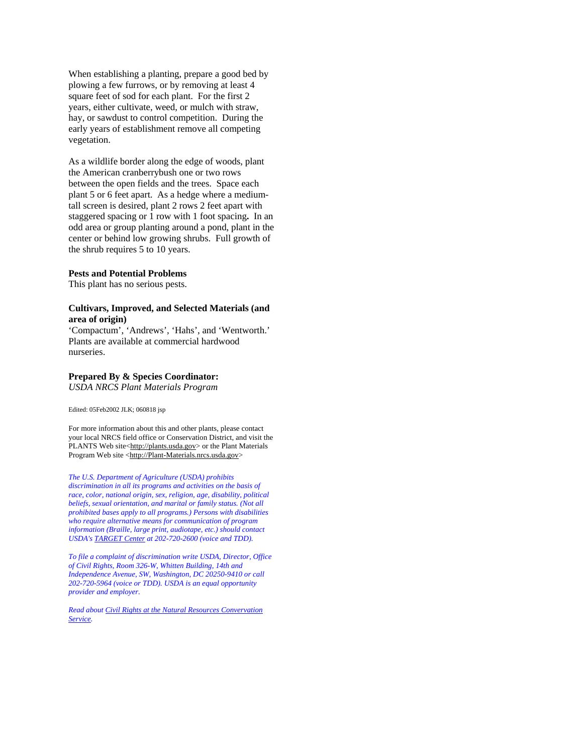When establishing a planting, prepare a good bed by plowing a few furrows, or by removing at least 4 square feet of sod for each plant. For the first 2 years, either cultivate, weed, or mulch with straw, hay, or sawdust to control competition. During the early years of establishment remove all competing vegetation.

As a wildlife border along the edge of woods, plant the American cranberrybush one or two rows between the open fields and the trees. Space each plant 5 or 6 feet apart. As a hedge where a medium-tall screen is desired, plant 2 rows 2 feet apart with staggered spacing or 1 row with 1 foot spacing**.** In an odd area or group planting around a pond, plant in the center or behind low growing shrubs. Full growth of the shrub requires 5 to 10 years.

**Pests and Potential Problems**

This plant has no serious pests.

**Cultivars, Improved, and Selected Materials (and area of origin)**

'Compactum', 'Andrews', 'Hahs', and 'Wentworth.' Plants are available at commercial hardwood nurseries.

**Prepared By & Species Coordinator:**

*USDA NRCS Plant Materials Program*

Edited: 05Feb2002 JLK; 060818 jsp

For more information about this and other plants, please contact your local NRCS field office or Conservation District, and visit the PLANTS Web site<http://plants.usda.gov> or the Plant Materials Program Web site <http://Plant-Materials.nrcs.usda.gov>

*The U.S. Department of Agriculture (USDA) prohibits discrimination in all its programs and activities on the basis of race, color, national origin, sex, religion, age, disability, political beliefs, sexual orientation, and marital or family status. (Not all prohibited bases apply to all programs.) Persons with disabilities who require alternative means for communication of program information (Braille, large print, audiotape, etc.) should contact USDA's TARGET Center at 202-720-2600 (voice and TDD).*

*To file a complaint of discrimination write USDA, Director, Office of Civil Rights, Room 326-W, Whitten Building, 14th and Independence Avenue, SW, Washington, DC 20250-9410 or call 202-720-5964 (voice or TDD). USDA is an equal opportunity provider and employer.*

*Read about Civil Rights at the Natural Resources Convervation Service.*